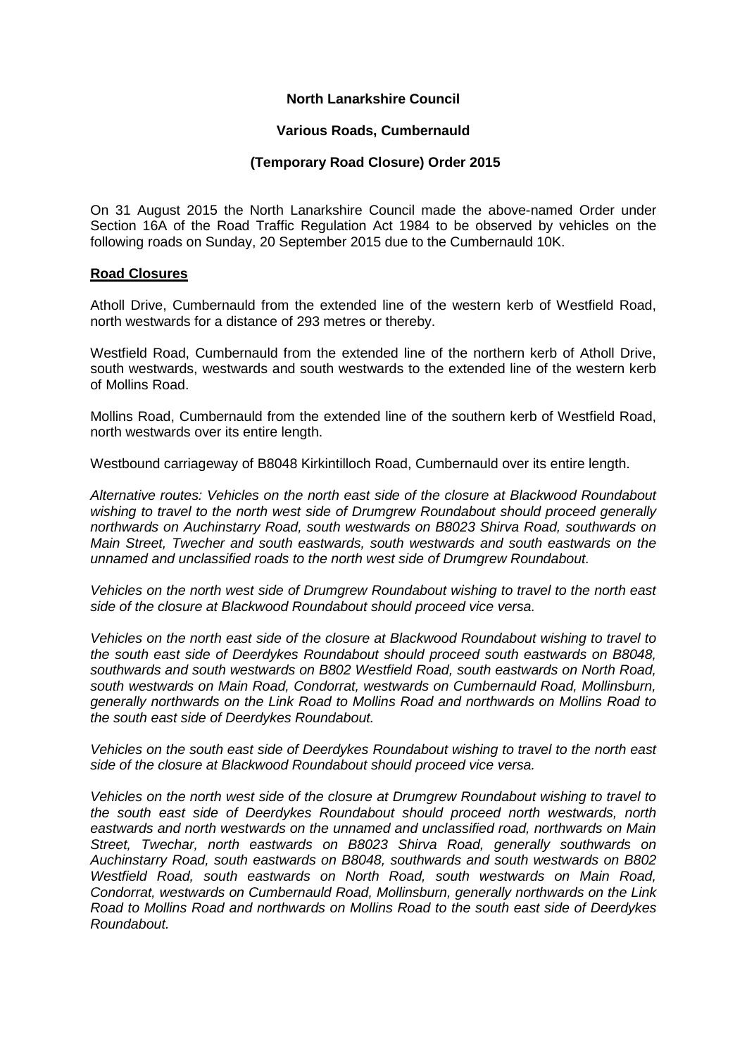**North Lanarkshire Council**

**Various Roads, Cumbernauld**

**(Temporary Road Closure) Order 2015**

On 31 August 2015 the North Lanarkshire Council made the above-named Order under Section 16A of the Road Traffic Regulation Act 1984 to be observed by vehicles on the following roads on Sunday, 20 September 2015 due to the Cumbernauld 10K.

**Road Closures**

Atholl Drive, Cumbernauld from the extended line of the western kerb of Westfield Road, north westwards for a distance of 293 metres or thereby.

Westfield Road, Cumbernauld from the extended line of the northern kerb of Atholl Drive, south westwards, westwards and south westwards to the extended line of the western kerb of Mollins Road.

Mollins Road, Cumbernauld from the extended line of the southern kerb of Westfield Road, north westwards over its entire length.

Westbound carriageway of B8048 Kirkintilloch Road, Cumbernauld over its entire length.

*Alternative routes: Vehicles on the north east side of the closure at Blackwood Roundabout wishing to travel to the north west side of Drumgrew Roundabout should proceed generally northwards on Auchinstarry Road, south westwards on B8023 Shirva Road, southwards on Main Street, Twecher and south eastwards, south westwards and south eastwards on the unnamed and unclassified roads to the north west side of Drumgrew Roundabout.*

*Vehicles on the north west side of Drumgrew Roundabout wishing to travel to the north east side of the closure at Blackwood Roundabout should proceed vice versa.*

*Vehicles on the north east side of the closure at Blackwood Roundabout wishing to travel to the south east side of Deerdykes Roundabout should proceed south eastwards on B8048, southwards and south westwards on B802 Westfield Road, south eastwards on North Road, south westwards on Main Road, Condorrat, westwards on Cumbernauld Road, Mollinsburn, generally northwards on the Link Road to Mollins Road and northwards on Mollins Road to the south east side of Deerdykes Roundabout.*

*Vehicles on the south east side of Deerdykes Roundabout wishing to travel to the north east side of the closure at Blackwood Roundabout should proceed vice versa.*

*Vehicles on the north west side of the closure at Drumgrew Roundabout wishing to travel to the south east side of Deerdykes Roundabout should proceed north westwards, north eastwards and north westwards on the unnamed and unclassified road, northwards on Main Street, Twechar, north eastwards on B8023 Shirva Road, generally southwards on Auchinstarry Road, south eastwards on B8048, southwards and south westwards on B802 Westfield Road, south eastwards on North Road, south westwards on Main Road, Condorrat, westwards on Cumbernauld Road, Mollinsburn, generally northwards on the Link Road to Mollins Road and northwards on Mollins Road to the south east side of Deerdykes Roundabout.*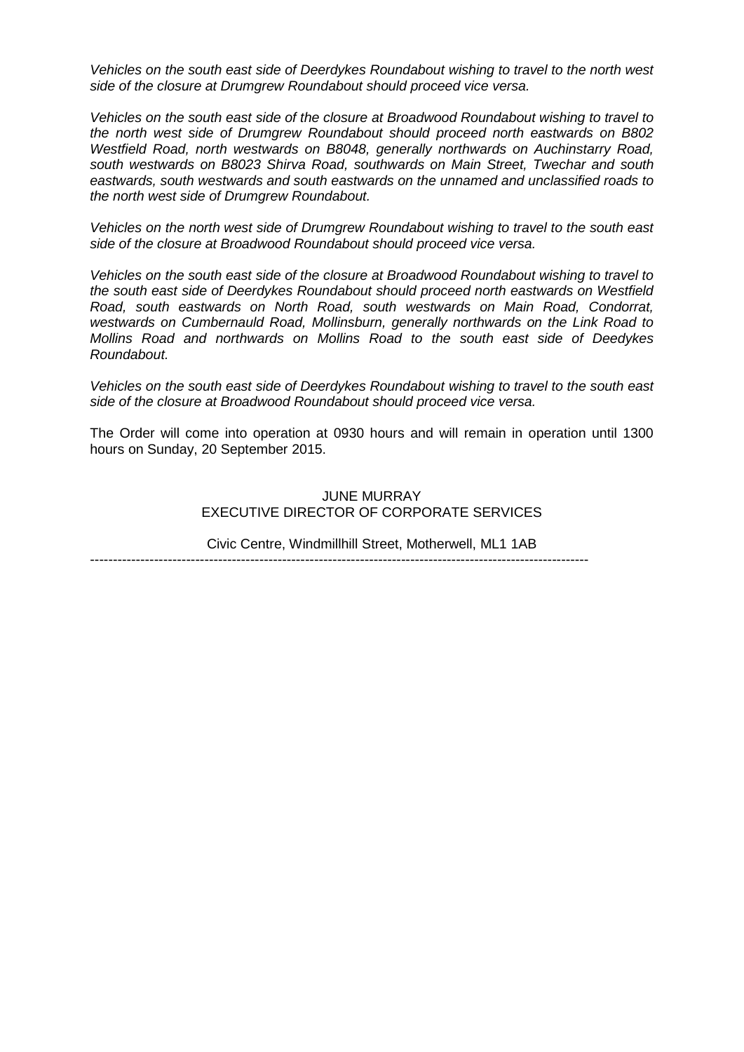*Vehicles on the south east side of Deerdykes Roundabout wishing to travel to the north west side of the closure at Drumgrew Roundabout should proceed vice versa.*

*Vehicles on the south east side of the closure at Broadwood Roundabout wishing to travel to the north west side of Drumgrew Roundabout should proceed north eastwards on B802 Westfield Road, north westwards on B8048, generally northwards on Auchinstarry Road, south westwards on B8023 Shirva Road, southwards on Main Street, Twechar and south eastwards, south westwards and south eastwards on the unnamed and unclassified roads to the north west side of Drumgrew Roundabout.*

*Vehicles on the north west side of Drumgrew Roundabout wishing to travel to the south east side of the closure at Broadwood Roundabout should proceed vice versa.*

*Vehicles on the south east side of the closure at Broadwood Roundabout wishing to travel to the south east side of Deerdykes Roundabout should proceed north eastwards on Westfield Road, south eastwards on North Road, south westwards on Main Road, Condorrat, westwards on Cumbernauld Road, Mollinsburn, generally northwards on the Link Road to Mollins Road and northwards on Mollins Road to the south east side of Deedykes Roundabout.*

*Vehicles on the south east side of Deerdykes Roundabout wishing to travel to the south east side of the closure at Broadwood Roundabout should proceed vice versa.*

The Order will come into operation at 0930 hours and will remain in operation until 1300 hours on Sunday, 20 September 2015.

JUNE MURRAY
EXECUTIVE DIRECTOR OF CORPORATE SERVICES

Civic Centre, Windmillhill Street, Motherwell, ML1 1AB

---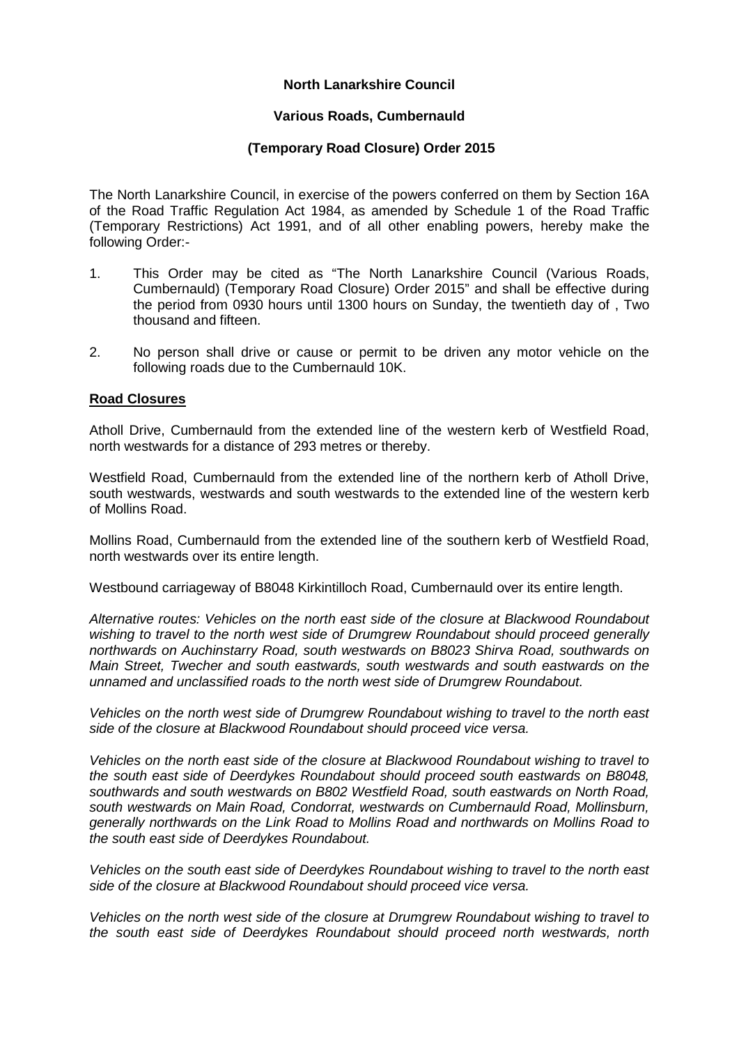**North Lanarkshire Council**

**Various Roads, Cumbernauld**

**(Temporary Road Closure) Order 2015**

The North Lanarkshire Council, in exercise of the powers conferred on them by Section 16A of the Road Traffic Regulation Act 1984, as amended by Schedule 1 of the Road Traffic (Temporary Restrictions) Act 1991, and of all other enabling powers, hereby make the following Order:-

1. This Order may be cited as "The North Lanarkshire Council (Various Roads, Cumbernauld) (Temporary Road Closure) Order 2015" and shall be effective during the period from 0930 hours until 1300 hours on Sunday, the twentieth day of , Two thousand and fifteen.

2. No person shall drive or cause or permit to be driven any motor vehicle on the following roads due to the Cumbernauld 10K.

**Road Closures**

Atholl Drive, Cumbernauld from the extended line of the western kerb of Westfield Road, north westwards for a distance of 293 metres or thereby.

Westfield Road, Cumbernauld from the extended line of the northern kerb of Atholl Drive, south westwards, westwards and south westwards to the extended line of the western kerb of Mollins Road.

Mollins Road, Cumbernauld from the extended line of the southern kerb of Westfield Road, north westwards over its entire length.

Westbound carriageway of B8048 Kirkintilloch Road, Cumbernauld over its entire length.

*Alternative routes: Vehicles on the north east side of the closure at Blackwood Roundabout wishing to travel to the north west side of Drumgrew Roundabout should proceed generally northwards on Auchinstarry Road, south westwards on B8023 Shirva Road, southwards on Main Street, Twecher and south eastwards, south westwards and south eastwards on the unnamed and unclassified roads to the north west side of Drumgrew Roundabout.*

*Vehicles on the north west side of Drumgrew Roundabout wishing to travel to the north east side of the closure at Blackwood Roundabout should proceed vice versa.*

*Vehicles on the north east side of the closure at Blackwood Roundabout wishing to travel to the south east side of Deerdykes Roundabout should proceed south eastwards on B8048, southwards and south westwards on B802 Westfield Road, south eastwards on North Road, south westwards on Main Road, Condorrat, westwards on Cumbernauld Road, Mollinsburn, generally northwards on the Link Road to Mollins Road and northwards on Mollins Road to the south east side of Deerdykes Roundabout.*

*Vehicles on the south east side of Deerdykes Roundabout wishing to travel to the north east side of the closure at Blackwood Roundabout should proceed vice versa.*

*Vehicles on the north west side of the closure at Drumgrew Roundabout wishing to travel to the south east side of Deerdykes Roundabout should proceed north westwards, north*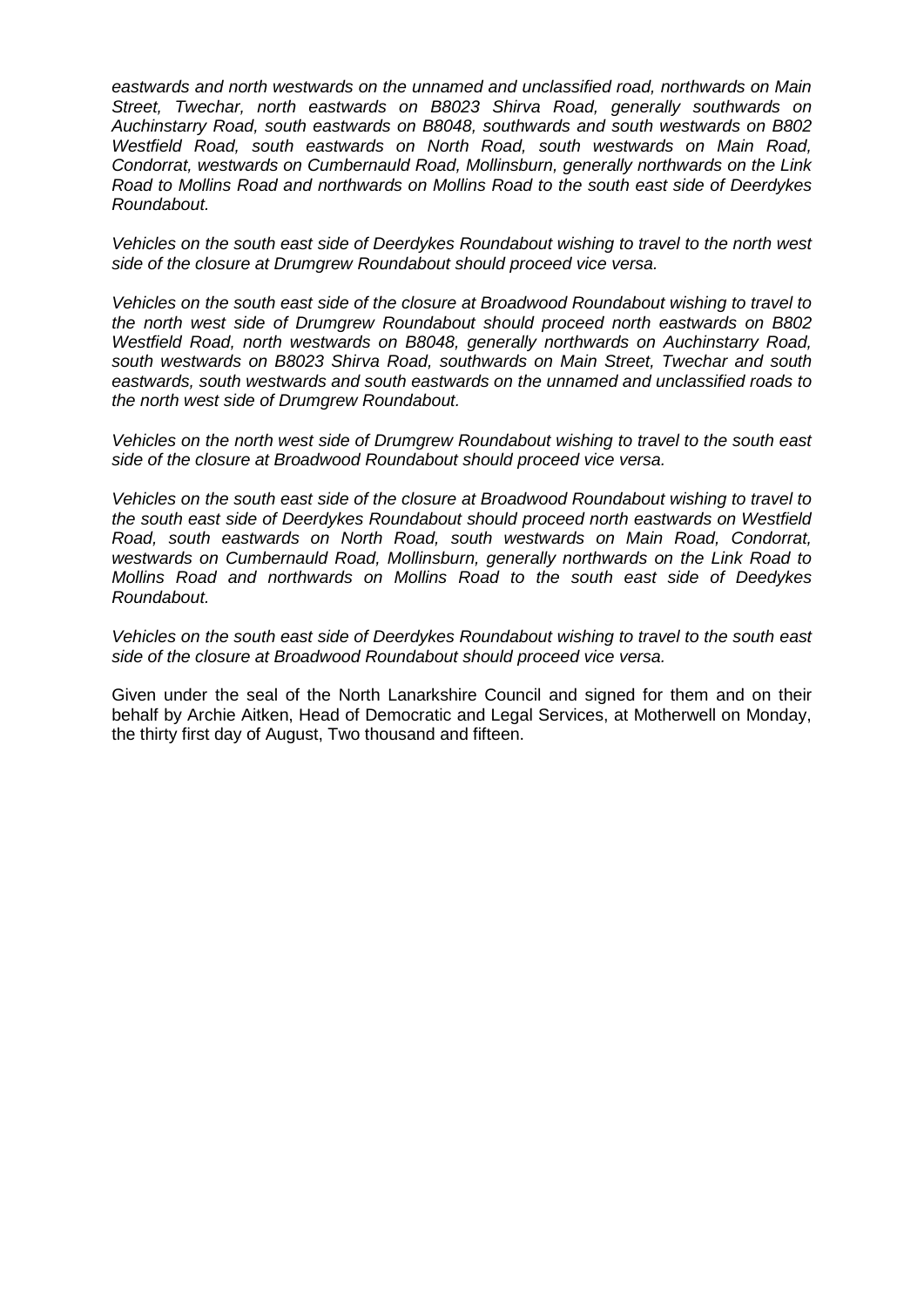*eastwards and north westwards on the unnamed and unclassified road, northwards on Main Street, Twechar, north eastwards on B8023 Shirva Road, generally southwards on Auchinstarry Road, south eastwards on B8048, southwards and south westwards on B802 Westfield Road, south eastwards on North Road, south westwards on Main Road, Condorrat, westwards on Cumbernauld Road, Mollinsburn, generally northwards on the Link Road to Mollins Road and northwards on Mollins Road to the south east side of Deerdykes Roundabout.*

*Vehicles on the south east side of Deerdykes Roundabout wishing to travel to the north west side of the closure at Drumgrew Roundabout should proceed vice versa.*

*Vehicles on the south east side of the closure at Broadwood Roundabout wishing to travel to the north west side of Drumgrew Roundabout should proceed north eastwards on B802 Westfield Road, north westwards on B8048, generally northwards on Auchinstarry Road, south westwards on B8023 Shirva Road, southwards on Main Street, Twechar and south eastwards, south westwards and south eastwards on the unnamed and unclassified roads to the north west side of Drumgrew Roundabout.*

*Vehicles on the north west side of Drumgrew Roundabout wishing to travel to the south east side of the closure at Broadwood Roundabout should proceed vice versa.*

*Vehicles on the south east side of the closure at Broadwood Roundabout wishing to travel to the south east side of Deerdykes Roundabout should proceed north eastwards on Westfield Road, south eastwards on North Road, south westwards on Main Road, Condorrat, westwards on Cumbernauld Road, Mollinsburn, generally northwards on the Link Road to Mollins Road and northwards on Mollins Road to the south east side of Deedykes Roundabout.*

*Vehicles on the south east side of Deerdykes Roundabout wishing to travel to the south east side of the closure at Broadwood Roundabout should proceed vice versa.*

Given under the seal of the North Lanarkshire Council and signed for them and on their behalf by Archie Aitken, Head of Democratic and Legal Services, at Motherwell on Monday, the thirty first day of August, Two thousand and fifteen.